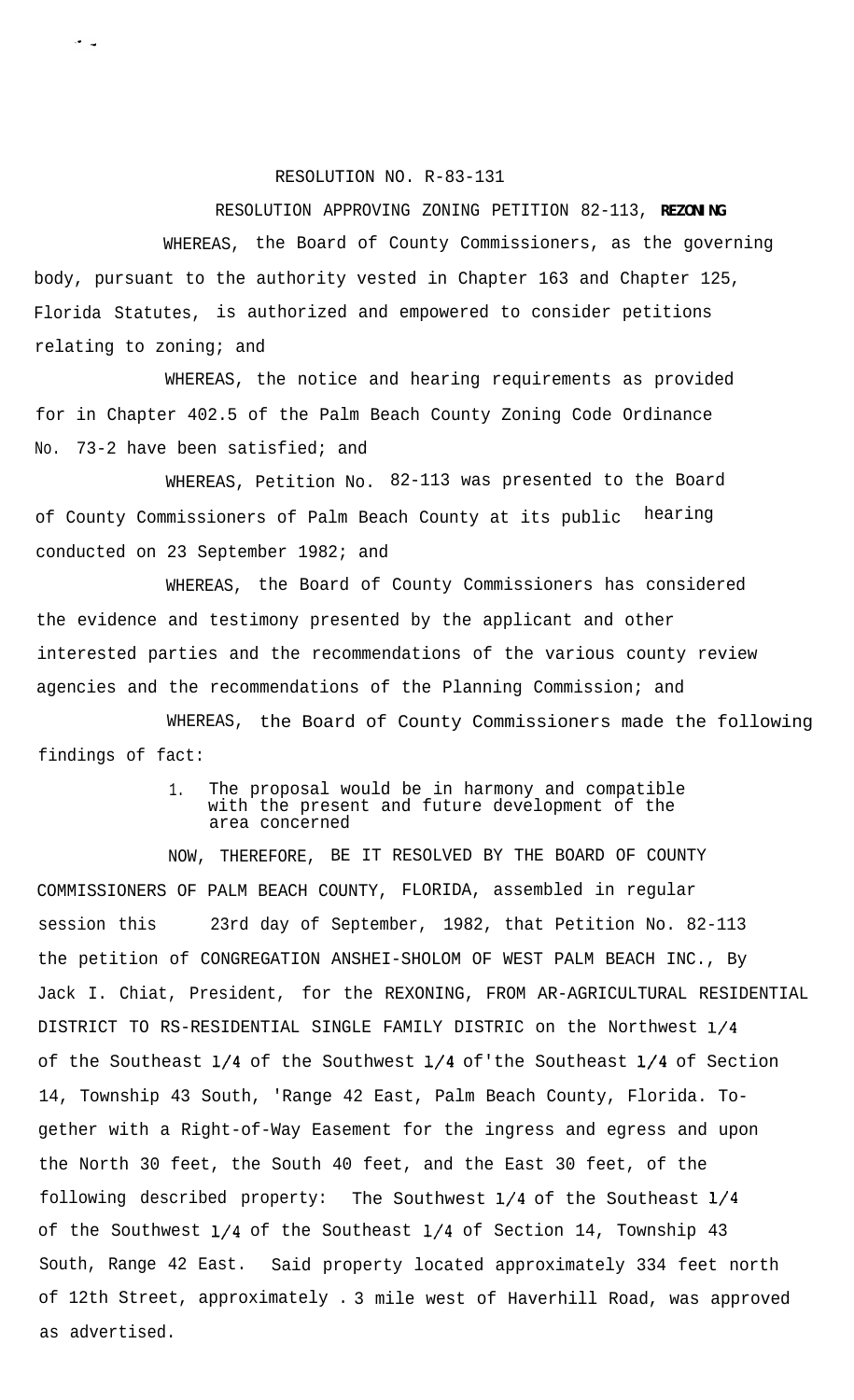RESOLUTION NO. R-83-131

RESOLUTION APPROVING ZONING PETITION 82-113, **REZONING**

WHEREAS, the Board of County Commissioners, as the governing body, pursuant to the authority vested in Chapter 163 and Chapter 125, Florida Statutes, is authorized and empowered to consider petitions relating to zoning; and

WHEREAS, the notice and hearing requirements as provided for in Chapter 402.5 of the Palm Beach County Zoning Code Ordinance No. 73-2 have been satisfied; and

WHEREAS, Petition No. 82-113 was presented to the Board of County Commissioners of Palm Beach County at its public hearing conducted on 23 September 1982; and

WHEREAS, the Board of County Commissioners has considered the evidence and testimony presented by the applicant and other interested parties and the recommendations of the various county review agencies and the recommendations of the Planning Commission; and

WHEREAS, the Board of County Commissioners made the following findings of fact:

1. The proposal would be in harmony and compatible with the present and future development of the area concerned

NOW, THEREFORE, BE IT RESOLVED BY THE BOARD OF COUNTY COMMISSIONERS OF PALM BEACH COUNTY, FLORIDA, assembled in regular session this 23rd day of September, 1982, that Petition No. 82-113 the petition of CONGREGATION ANSHEI-SHOLOM OF WEST PALM BEACH INC., By Jack I. Chiat, President, for the REXONING, FROM AR-AGRICULTURAL RESIDENTIAL DISTRICT TO RS-RESIDENTIAL SINGLE FAMILY DISTRIC on the Northwest 1/4 of the Southeast 1/4 of the Southwest 1/4 of'the Southeast 1/4 of Section 14, Township 43 South, 'Range 42 East, Palm Beach County, Florida. Together with a Right-of-Way Easement for the ingress and egress and upon the North 30 feet, the South 40 feet, and the East 30 feet, of the following described property: The Southwest 1/4 of the Southeast 1/4 of the Southwest 1/4 of the Southeast 1/4 of Section 14, Township 43 South, Range 42 East. Said property located approximately 334 feet north of 12th Street, approximately . 3 mile west of Haverhill Road, was approved as advertised.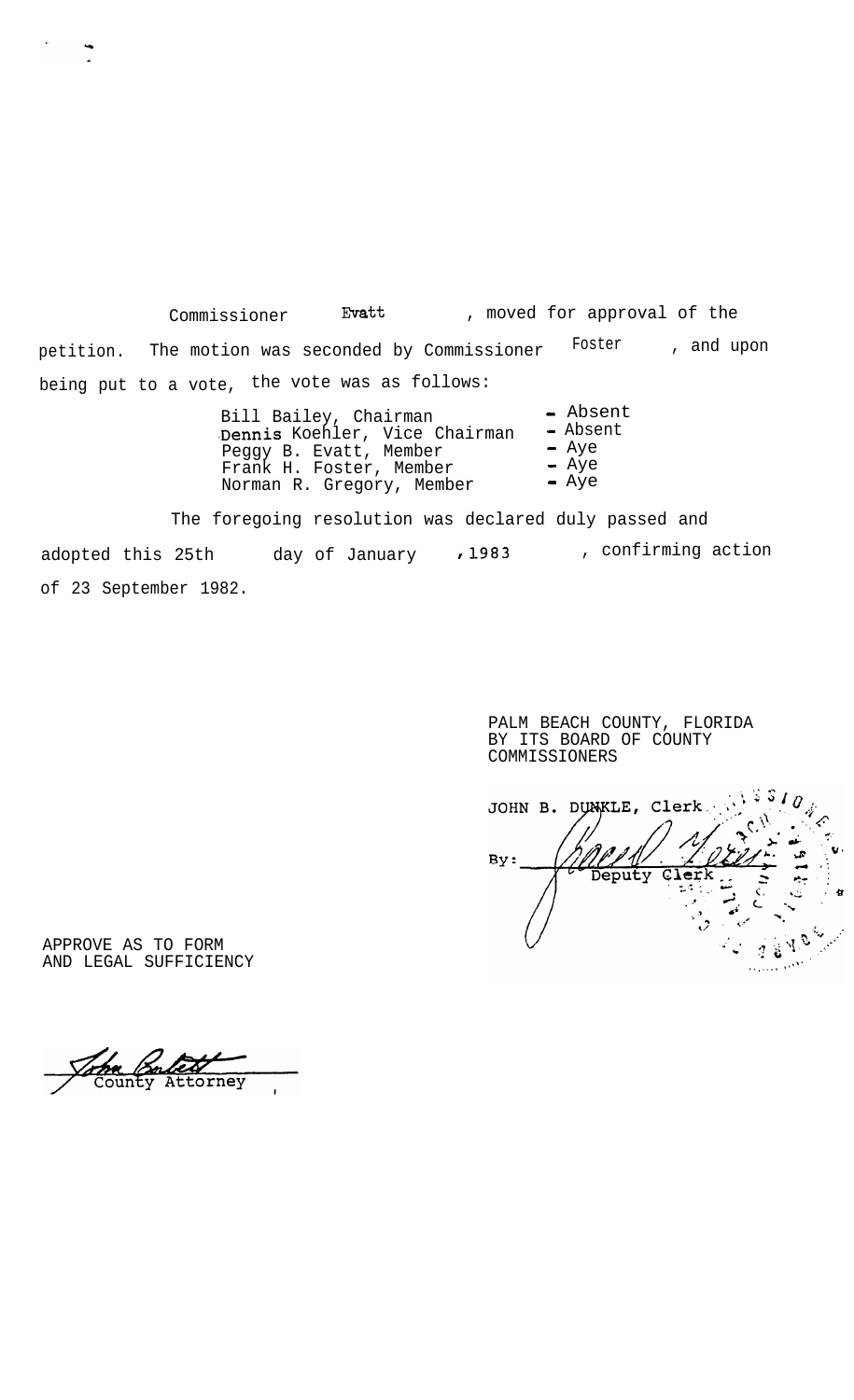Commissioner Evatt, moved for approval of the petition. The motion was seconded by Commissioner Foster, and upon being put to a vote, the vote was as follows:

| | |
|---|---|
| Bill Bailey, Chairman | - Absent |
| Dennis Koehler, Vice Chairman | - Absent |
| Peggy B. Evatt, Member | - Aye |
| Frank H. Foster, Member | - Aye |
| Norman R. Gregory, Member | - Aye |

The foregoing resolution was declared duly passed and adopted this 25th day of January, 1983, confirming action of 23 September 1982.

PALM BEACH COUNTY, FLORIDA
BY ITS BOARD OF COUNTY
COMMISSIONERS

JOHN B. DUNKLE, Clerk

By: ______________________
Deputy Clerk

APPROVE AS TO FORM
AND LEGAL SUFFICIENCY

______________________
County Attorney